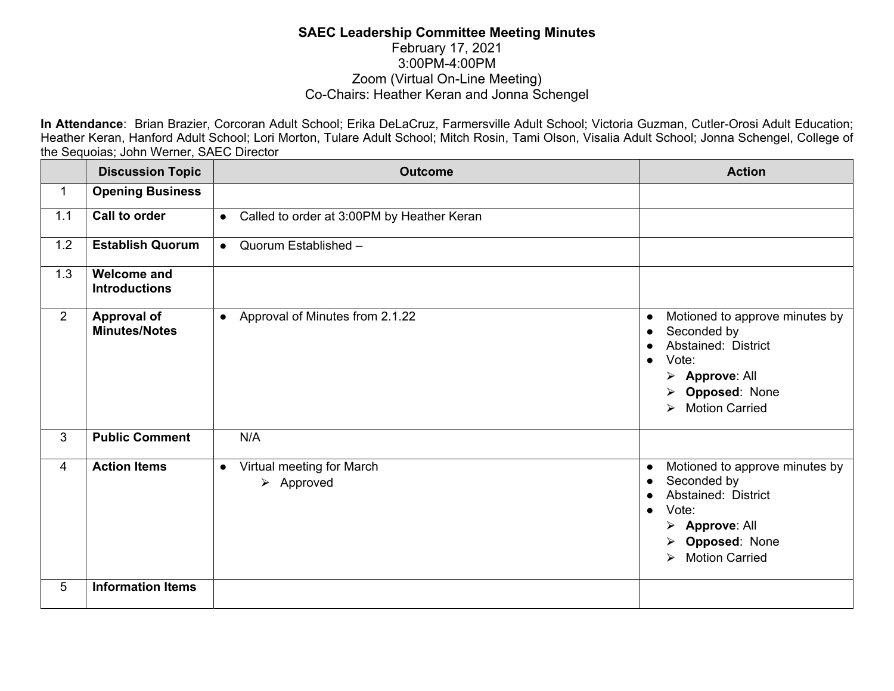# SAEC Leadership Committee Meeting Minutes

February 17, 2021
3:00PM-4:00PM
Zoom (Virtual On-Line Meeting)
Co-Chairs: Heather Keran and Jonna Schengel

**In Attendance**: Brian Brazier, Corcoran Adult School; Erika DeLaCruz, Farmersville Adult School; Victoria Guzman, Cutler-Orosi Adult Education; Heather Keran, Hanford Adult School; Lori Morton, Tulare Adult School; Mitch Rosin, Tami Olson, Visalia Adult School; Jonna Schengel, College of the Sequoias; John Werner, SAEC Director

| | Discussion Topic | Outcome | Action |
|---|---|---|---|
| 1 | **Opening Business** | | |
| 1.1 | **Call to order** | ● Called to order at 3:00PM by Heather Keran | |
| 1.2 | **Establish Quorum** | ● Quorum Established – | |
| 1.3 | **Welcome and Introductions** | | |
| 2 | **Approval of Minutes/Notes** | ● Approval of Minutes from 2.1.22 | ● Motioned to approve minutes by<br>● Seconded by<br>● Abstained: District<br>● Vote:<br>➢ **Approve**: All<br>➢ **Opposed**: None<br>➢ Motion Carried |
| 3 | **Public Comment** | N/A | |
| 4 | **Action Items** | ● Virtual meeting for March<br>➢ Approved | ● Motioned to approve minutes by<br>● Seconded by<br>● Abstained: District<br>● Vote:<br>➢ **Approve**: All<br>➢ **Opposed**: None<br>➢ Motion Carried |
| 5 | **Information Items** | | |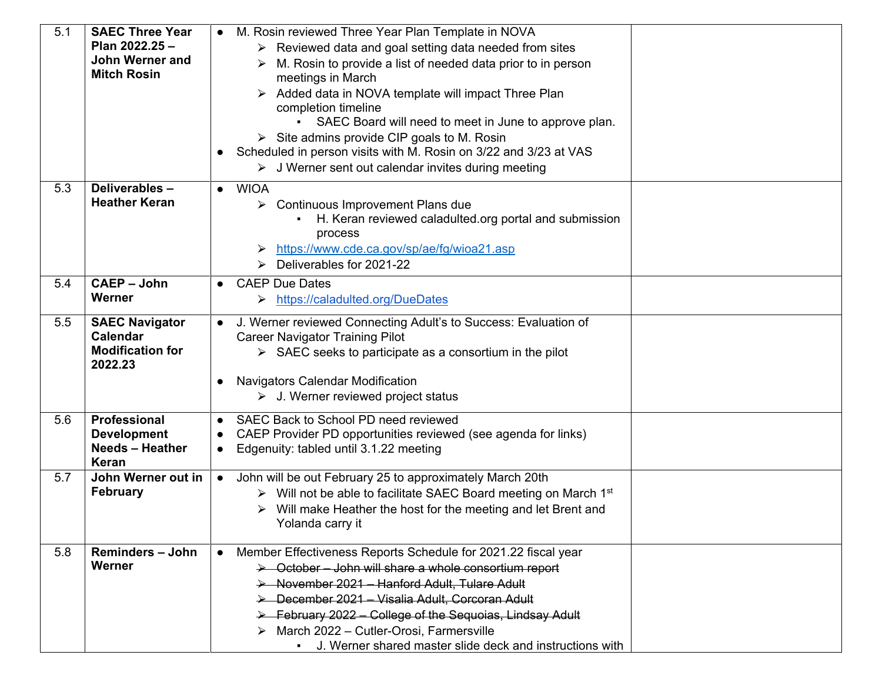| | | | |
|---|---|---|---|
| 5.1 | **SAEC Three Year Plan 2022.25 – John Werner and Mitch Rosin** | • M. Rosin reviewed Three Year Plan Template in NOVA<br>➢ Reviewed data and goal setting data needed from sites<br>➢ M. Rosin to provide a list of needed data prior to in person meetings in March<br>➢ Added data in NOVA template will impact Three Plan completion timeline<br>▪ SAEC Board will need to meet in June to approve plan.<br>➢ Site admins provide CIP goals to M. Rosin<br>• Scheduled in person visits with M. Rosin on 3/22 and 3/23 at VAS<br>➢ J Werner sent out calendar invites during meeting | |
| 5.3 | **Deliverables – Heather Keran** | • WIOA<br>➢ Continuous Improvement Plans due<br>▪ H. Keran reviewed caladulted.org portal and submission process<br>➢ https://www.cde.ca.gov/sp/ae/fg/wioa21.asp<br>➢ Deliverables for 2021-22 | |
| 5.4 | **CAEP – John Werner** | • CAEP Due Dates<br>➢ https://caladulted.org/DueDates | |
| 5.5 | **SAEC Navigator Calendar Modification for 2022.23** | • J. Werner reviewed Connecting Adult's to Success: Evaluation of Career Navigator Training Pilot<br>➢ SAEC seeks to participate as a consortium in the pilot<br><br>• Navigators Calendar Modification<br>➢ J. Werner reviewed project status | |
| 5.6 | **Professional Development Needs – Heather Keran** | • SAEC Back to School PD need reviewed<br>• CAEP Provider PD opportunities reviewed (see agenda for links)<br>• Edgenuity: tabled until 3.1.22 meeting | |
| 5.7 | **John Werner out in February** | • John will be out February 25 to approximately March 20th<br>➢ Will not be able to facilitate SAEC Board meeting on March 1st<br>➢ Will make Heather the host for the meeting and let Brent and Yolanda carry it | |
| 5.8 | **Reminders – John Werner** | • Member Effectiveness Reports Schedule for 2021.22 fiscal year<br>➢ ~~October – John will share a whole consortium report~~<br>➢ ~~November 2021 – Hanford Adult, Tulare Adult~~<br>➢ ~~December 2021 – Visalia Adult, Corcoran Adult~~<br>➢ ~~February 2022 – College of the Sequoias, Lindsay Adult~~<br>➢ March 2022 – Cutler-Orosi, Farmersville<br>▪ J. Werner shared master slide deck and instructions with | |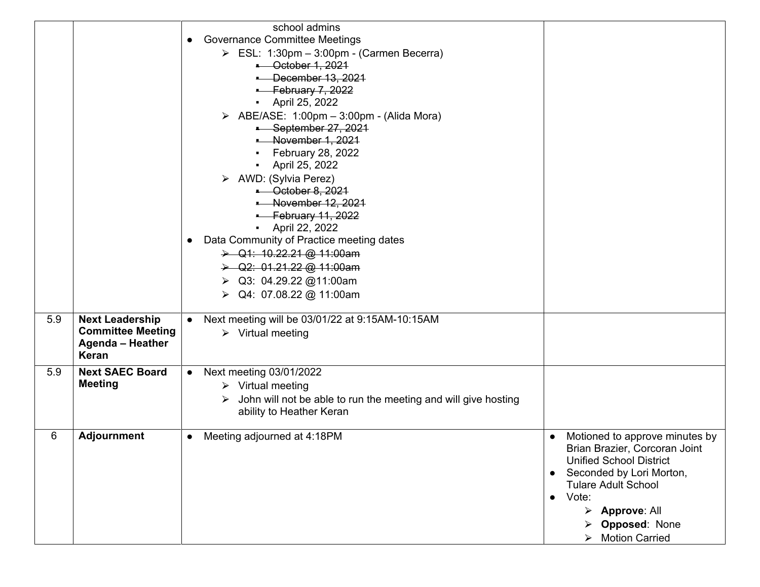| | | | |
|---|---|---|---|
| | | school admins<br>● Governance Committee Meetings<br>➢ ESL: 1:30pm – 3:00pm - (Carmen Becerra)<br>▪ ~~October 1, 2021~~<br>▪ ~~December 13, 2021~~<br>▪ ~~February 7, 2022~~<br>▪ April 25, 2022<br>➢ ABE/ASE: 1:00pm – 3:00pm - (Alida Mora)<br>▪ ~~September 27, 2021~~<br>▪ ~~November 1, 2021~~<br>▪ February 28, 2022<br>▪ April 25, 2022<br>➢ AWD: (Sylvia Perez)<br>▪ ~~October 8, 2021~~<br>▪ ~~November 12, 2021~~<br>▪ ~~February 11, 2022~~<br>▪ April 22, 2022<br>● Data Community of Practice meeting dates<br>➢ ~~Q1: 10.22.21 @ 11:00am~~<br>➢ ~~Q2: 01.21.22 @ 11:00am~~<br>➢ Q3: 04.29.22 @11:00am<br>➢ Q4: 07.08.22 @ 11:00am | |
| 5.9 | **Next Leadership Committee Meeting Agenda – Heather Keran** | ● Next meeting will be 03/01/22 at 9:15AM-10:15AM<br>➢ Virtual meeting | |
| 5.9 | **Next SAEC Board Meeting** | ● Next meeting 03/01/2022<br>➢ Virtual meeting<br>➢ John will not be able to run the meeting and will give hosting ability to Heather Keran | |
| 6 | **Adjournment** | ● Meeting adjourned at 4:18PM | ● Motioned to approve minutes by Brian Brazier, Corcoran Joint Unified School District<br>● Seconded by Lori Morton, Tulare Adult School<br>● Vote:<br>➢ **Approve**: All<br>➢ **Opposed**: None<br>➢ Motion Carried |